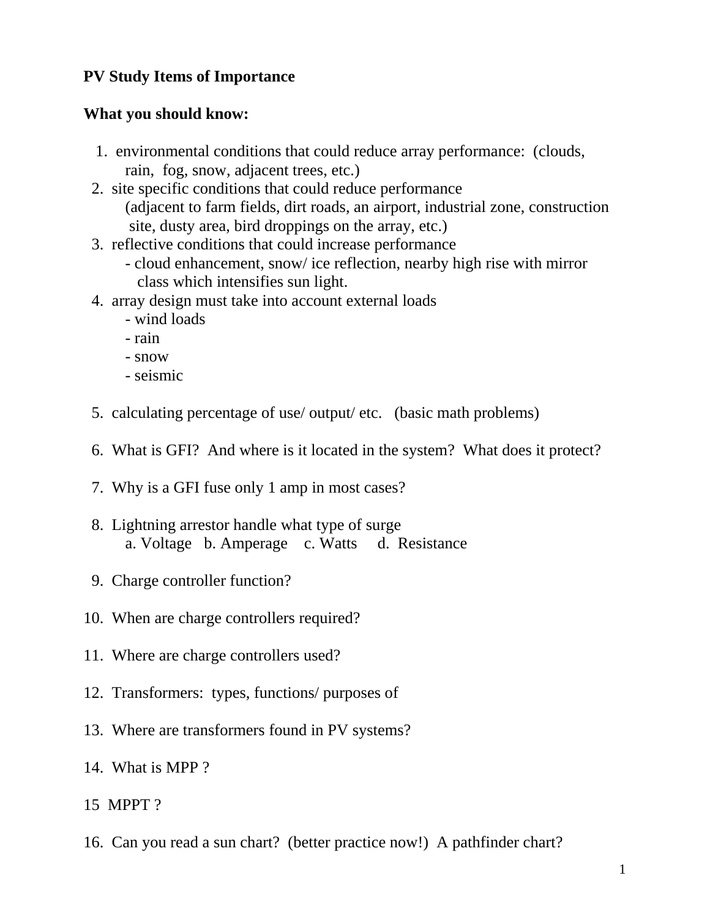**PV Study Items of Importance**

**What you should know:**

1. environmental conditions that could reduce array performance: (clouds, rain, fog, snow, adjacent trees, etc.)
2. site specific conditions that could reduce performance (adjacent to farm fields, dirt roads, an airport, industrial zone, construction site, dusty area, bird droppings on the array, etc.)
3. reflective conditions that could increase performance
   - cloud enhancement, snow/ ice reflection, nearby high rise with mirror class which intensifies sun light.
4. array design must take into account external loads
   - wind loads
   - rain
   - snow
   - seismic

5. calculating percentage of use/ output/ etc. (basic math problems)

6. What is GFI? And where is it located in the system? What does it protect?

7. Why is a GFI fuse only 1 amp in most cases?

8. Lightning arrestor handle what type of surge
   a. Voltage b. Amperage c. Watts d. Resistance

9. Charge controller function?

10. When are charge controllers required?

11. Where are charge controllers used?

12. Transformers: types, functions/ purposes of

13. Where are transformers found in PV systems?

14. What is MPP ?

15 MPPT ?

16. Can you read a sun chart? (better practice now!) A pathfinder chart?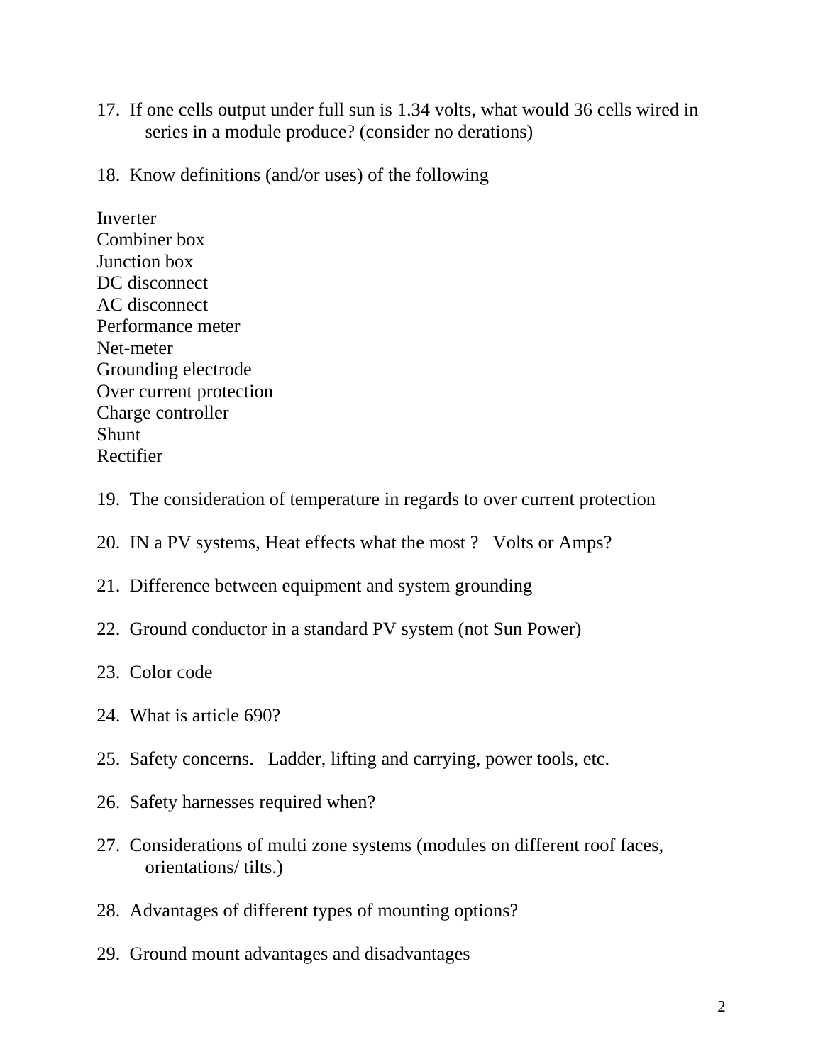17. If one cells output under full sun is 1.34 volts, what would 36 cells wired in series in a module produce? (consider no derations)

18. Know definitions (and/or uses) of the following

Inverter
Combiner box
Junction box
DC disconnect
AC disconnect
Performance meter
Net-meter
Grounding electrode
Over current protection
Charge controller
Shunt
Rectifier

19. The consideration of temperature in regards to over current protection

20. IN a PV systems, Heat effects what the most ? Volts or Amps?

21. Difference between equipment and system grounding

22. Ground conductor in a standard PV system (not Sun Power)

23. Color code

24. What is article 690?

25. Safety concerns. Ladder, lifting and carrying, power tools, etc.

26. Safety harnesses required when?

27. Considerations of multi zone systems (modules on different roof faces, orientations/ tilts.)

28. Advantages of different types of mounting options?

29. Ground mount advantages and disadvantages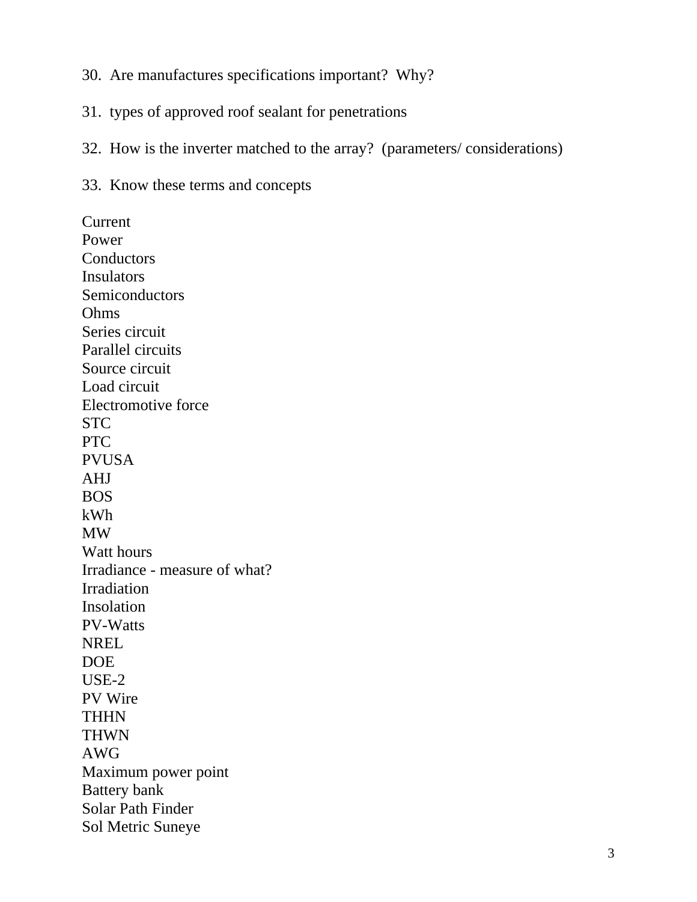30. Are manufactures specifications important? Why?

31. types of approved roof sealant for penetrations

32. How is the inverter matched to the array? (parameters/ considerations)

33. Know these terms and concepts

Current
Power
Conductors
Insulators
Semiconductors
Ohms
Series circuit
Parallel circuits
Source circuit
Load circuit
Electromotive force
STC
PTC
PVUSA
AHJ
BOS
kWh
MW
Watt hours
Irradiance - measure of what?
Irradiation
Insolation
PV-Watts
NREL
DOE
USE-2
PV Wire
THHN
THWN
AWG
Maximum power point
Battery bank
Solar Path Finder
Sol Metric Suneye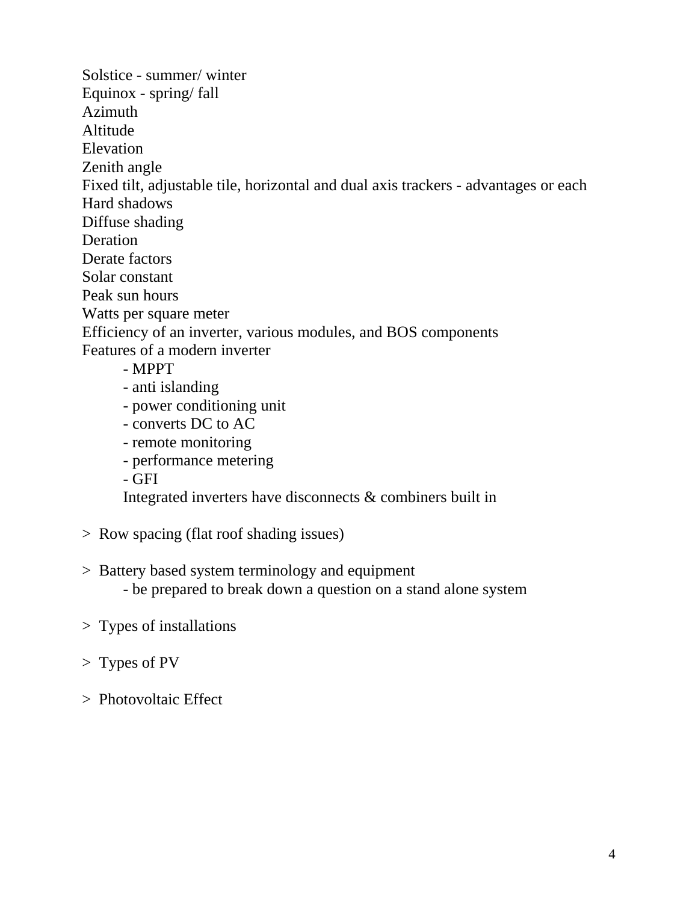Solstice - summer/ winter
Equinox - spring/ fall
Azimuth
Altitude
Elevation
Zenith angle
Fixed tilt, adjustable tile, horizontal and dual axis trackers - advantages or each
Hard shadows
Diffuse shading
Deration
Derate factors
Solar constant
Peak sun hours
Watts per square meter
Efficiency of an inverter, various modules, and BOS components
Features of a modern inverter

- MPPT
- anti islanding
- power conditioning unit
- converts DC to AC
- remote monitoring
- performance metering
- GFI

Integrated inverters have disconnects & combiners built in

> Row spacing (flat roof shading issues)

> Battery based system terminology and equipment
>
> - be prepared to break down a question on a stand alone system

> Types of installations

> Types of PV

> Photovoltaic Effect